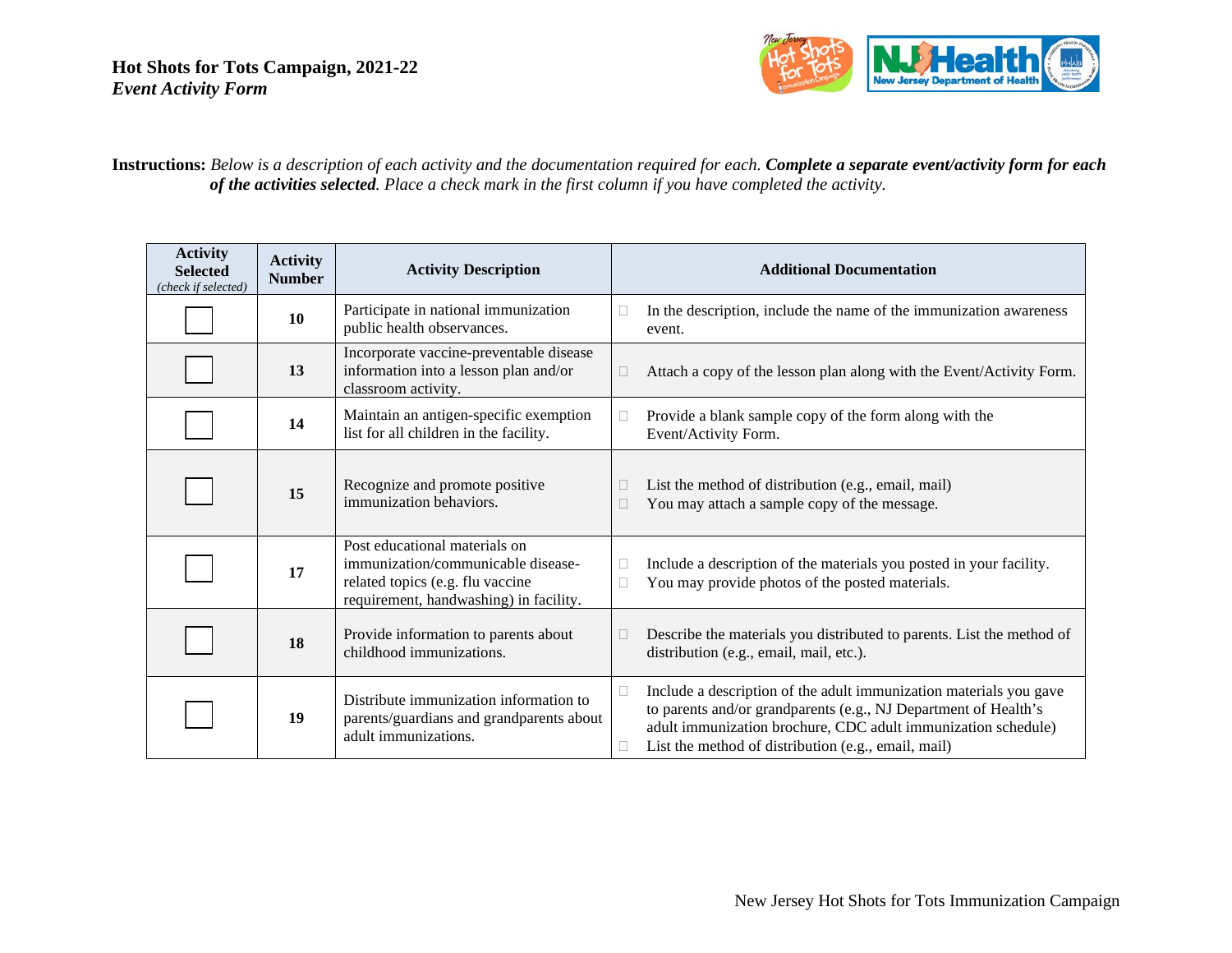# Hot Shots for Tots Campaign, 2021-22

***Event Activity Form***

**Instructions:** *Below is a description of each activity and the documentation required for each.* ***Complete a separate event/activity form for each of the activities selected****. Place a check mark in the first column if you have completed the activity.*

| Activity Selected *(check if selected)* | Activity Number | Activity Description | Additional Documentation |
|---|---|---|---|
| ☐ | **10** | Participate in national immunization public health observances. | ☐ In the description, include the name of the immunization awareness event. |
| ☐ | **13** | Incorporate vaccine-preventable disease information into a lesson plan and/or classroom activity. | ☐ Attach a copy of the lesson plan along with the Event/Activity Form. |
| ☐ | **14** | Maintain an antigen-specific exemption list for all children in the facility. | ☐ Provide a blank sample copy of the form along with the Event/Activity Form. |
| ☐ | **15** | Recognize and promote positive immunization behaviors. | ☐ List the method of distribution (e.g., email, mail)<br>☐ You may attach a sample copy of the message. |
| ☐ | **17** | Post educational materials on immunization/communicable disease-related topics (e.g. flu vaccine requirement, handwashing) in facility. | ☐ Include a description of the materials you posted in your facility.<br>☐ You may provide photos of the posted materials. |
| ☐ | **18** | Provide information to parents about childhood immunizations. | ☐ Describe the materials you distributed to parents. List the method of distribution (e.g., email, mail, etc.). |
| ☐ | **19** | Distribute immunization information to parents/guardians and grandparents about adult immunizations. | ☐ Include a description of the adult immunization materials you gave to parents and/or grandparents (e.g., NJ Department of Health's adult immunization brochure, CDC adult immunization schedule)<br>☐ List the method of distribution (e.g., email, mail) |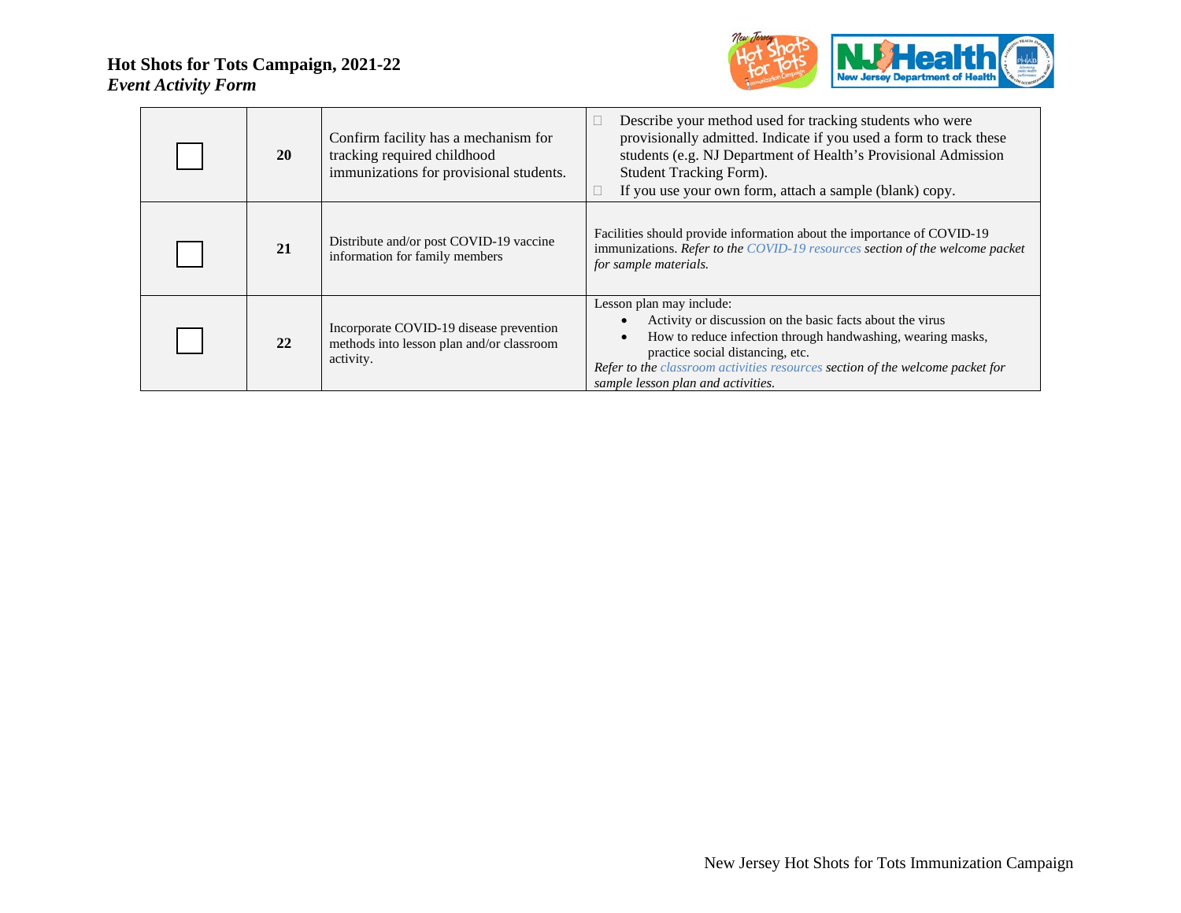| ☐ | 20 | Confirm facility has a mechanism for tracking required childhood immunizations for provisional students. | ☐ Describe your method used for tracking students who were provisionally admitted. Indicate if you used a form to track these students (e.g. NJ Department of Health's Provisional Admission Student Tracking Form).<br>☐ If you use your own form, attach a sample (blank) copy. |
|---|---|---|---|
| ☐ | 21 | Distribute and/or post COVID-19 vaccine information for family members | Facilities should provide information about the importance of COVID-19 immunizations. *Refer to the COVID-19 resources section of the welcome packet for sample materials.* |
| ☐ | 22 | Incorporate COVID-19 disease prevention methods into lesson plan and/or classroom activity. | Lesson plan may include:<br>• Activity or discussion on the basic facts about the virus<br>• How to reduce infection through handwashing, wearing masks, practice social distancing, etc.<br>*Refer to the classroom activities resources section of the welcome packet for sample lesson plan and activities.* |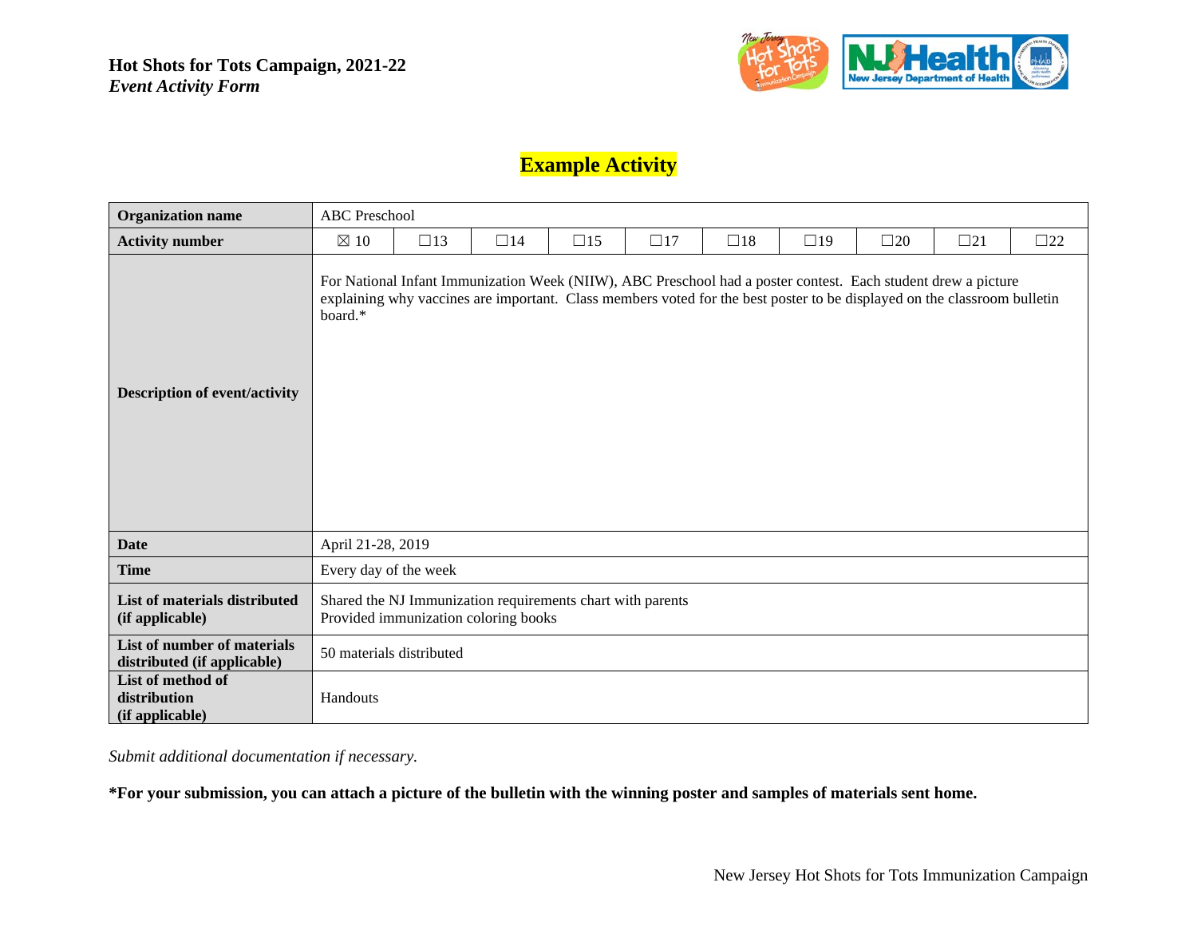**Hot Shots for Tots Campaign, 2021-22**
***Event Activity Form***

## Example Activity

| **Organization name** | ABC Preschool | | | | | | | | | |
|---|---|---|---|---|---|---|---|---|---|---|
| **Activity number** | ☒ 10 | ☐13 | ☐14 | ☐15 | ☐17 | ☐18 | ☐19 | ☐20 | ☐21 | ☐22 |
| **Description of event/activity** | For National Infant Immunization Week (NIIW), ABC Preschool had a poster contest. Each student drew a picture explaining why vaccines are important. Class members voted for the best poster to be displayed on the classroom bulletin board.* | | | | | | | | | |
| **Date** | April 21-28, 2019 | | | | | | | | | |
| **Time** | Every day of the week | | | | | | | | | |
| **List of materials distributed (if applicable)** | Shared the NJ Immunization requirements chart with parents<br>Provided immunization coloring books | | | | | | | | | |
| **List of number of materials distributed (if applicable)** | 50 materials distributed | | | | | | | | | |
| **List of method of distribution (if applicable)** | Handouts | | | | | | | | | |

*Submit additional documentation if necessary.*

**\*For your submission, you can attach a picture of the bulletin with the winning poster and samples of materials sent home.**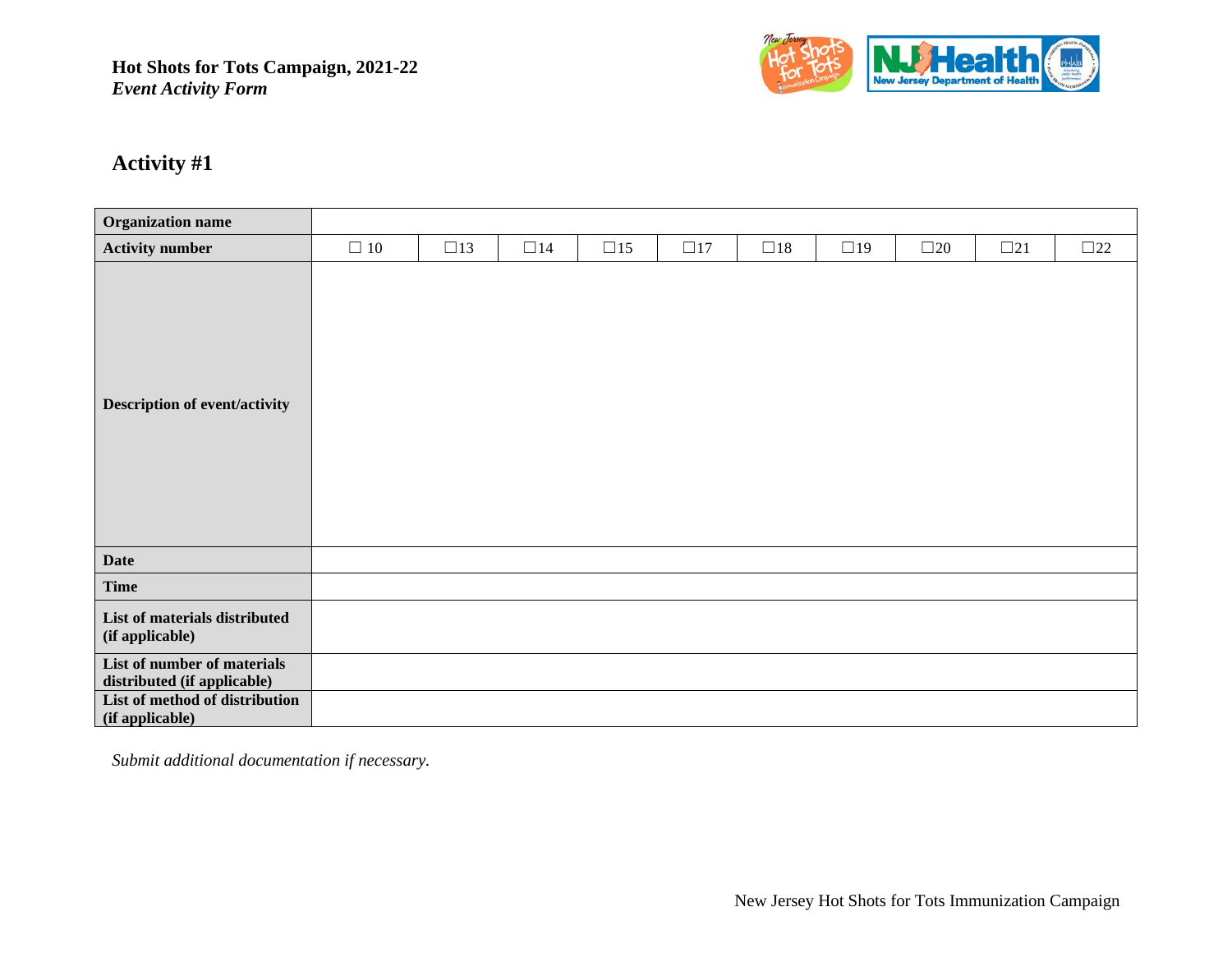**Hot Shots for Tots Campaign, 2021-22**
***Event Activity Form***

## Activity #1

| **Organization name** | | | | | | | | | | |
|---|---|---|---|---|---|---|---|---|---|---|
| **Activity number** | ☐ 10 | ☐13 | ☐14 | ☐15 | ☐17 | ☐18 | ☐19 | ☐20 | ☐21 | ☐22 |
| **Description of event/activity** | | | | | | | | | | |
| **Date** | | | | | | | | | | |
| **Time** | | | | | | | | | | |
| **List of materials distributed (if applicable)** | | | | | | | | | | |
| **List of number of materials distributed (if applicable)** | | | | | | | | | | |
| **List of method of distribution (if applicable)** | | | | | | | | | | |

*Submit additional documentation if necessary.*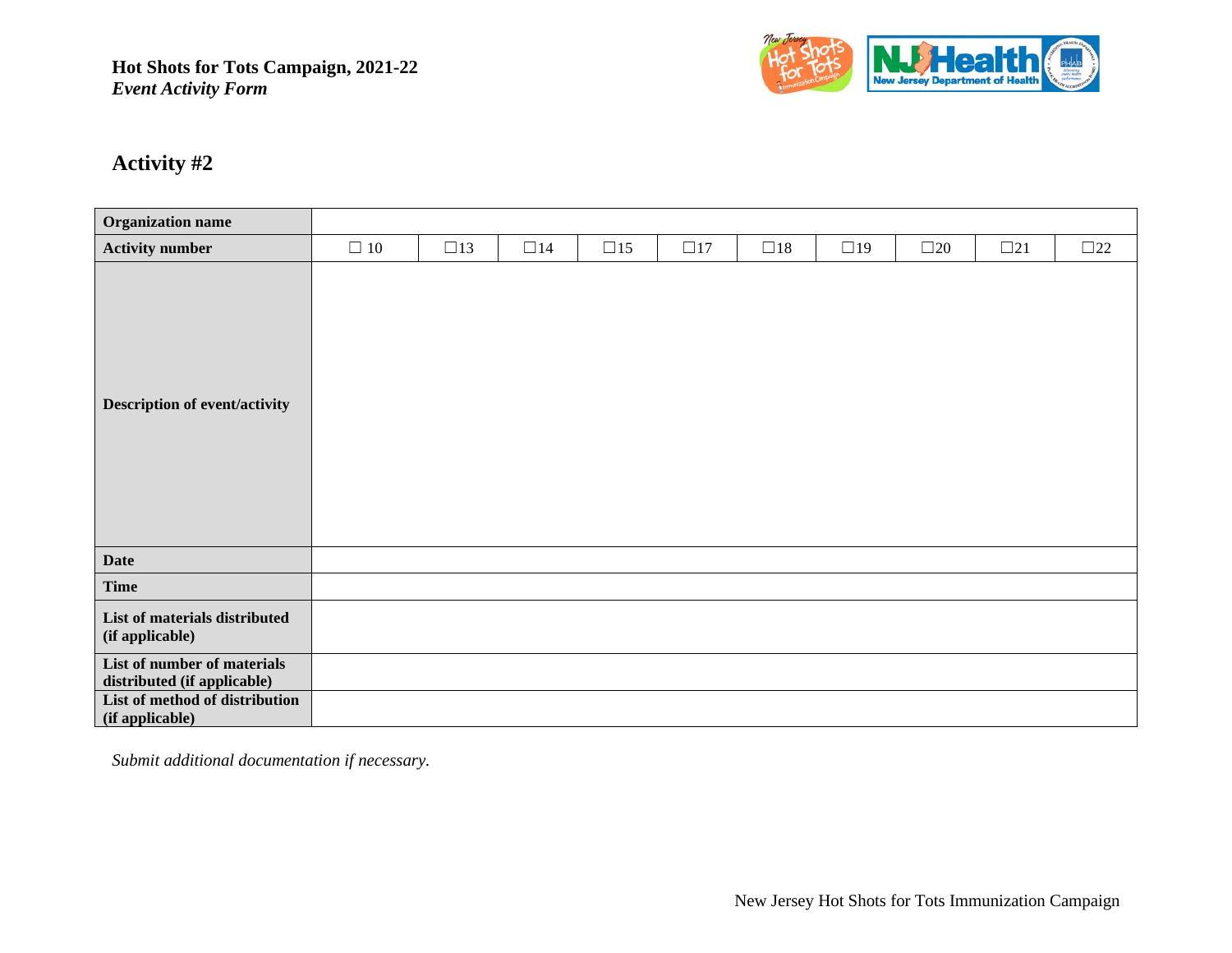**Hot Shots for Tots Campaign, 2021-22**
***Event Activity Form***

## Activity #2

| **Organization name** | | | | | | | | | | |
|---|---|---|---|---|---|---|---|---|---|---|
| **Activity number** | ☐ 10 | ☐13 | ☐14 | ☐15 | ☐17 | ☐18 | ☐19 | ☐20 | ☐21 | ☐22 |
| **Description of event/activity** | | | | | | | | | | |
| **Date** | | | | | | | | | | |
| **Time** | | | | | | | | | | |
| **List of materials distributed (if applicable)** | | | | | | | | | | |
| **List of number of materials distributed (if applicable)** | | | | | | | | | | |
| **List of method of distribution (if applicable)** | | | | | | | | | | |

*Submit additional documentation if necessary.*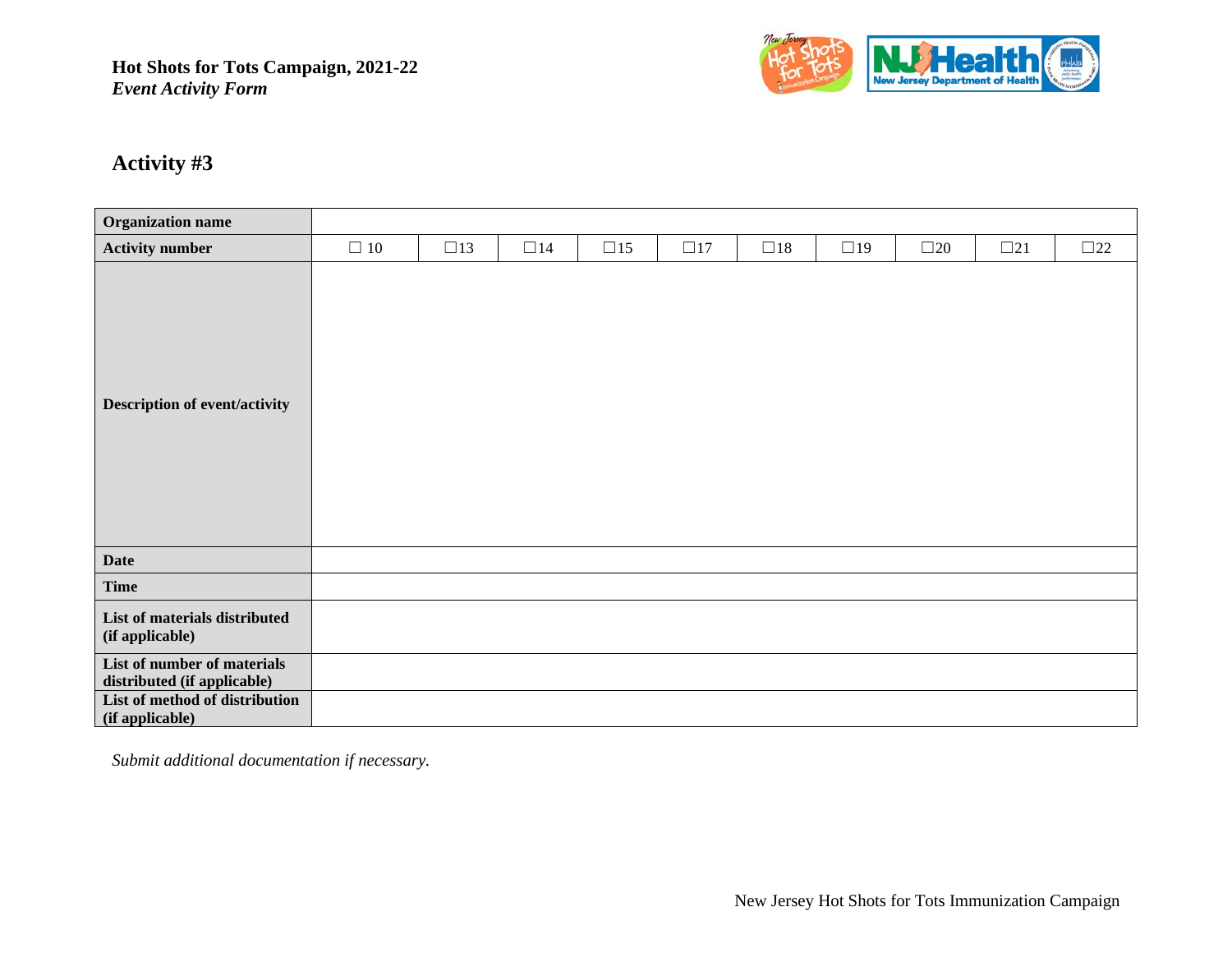**Hot Shots for Tots Campaign, 2021-22**
***Event Activity Form***

## Activity #3

| **Organization name** | | | | | | | | | | |
|---|---|---|---|---|---|---|---|---|---|---|
| **Activity number** | ☐ 10 | ☐13 | ☐14 | ☐15 | ☐17 | ☐18 | ☐19 | ☐20 | ☐21 | ☐22 |
| **Description of event/activity** | | | | | | | | | | |
| **Date** | | | | | | | | | | |
| **Time** | | | | | | | | | | |
| **List of materials distributed (if applicable)** | | | | | | | | | | |
| **List of number of materials distributed (if applicable)** | | | | | | | | | | |
| **List of method of distribution (if applicable)** | | | | | | | | | | |

*Submit additional documentation if necessary.*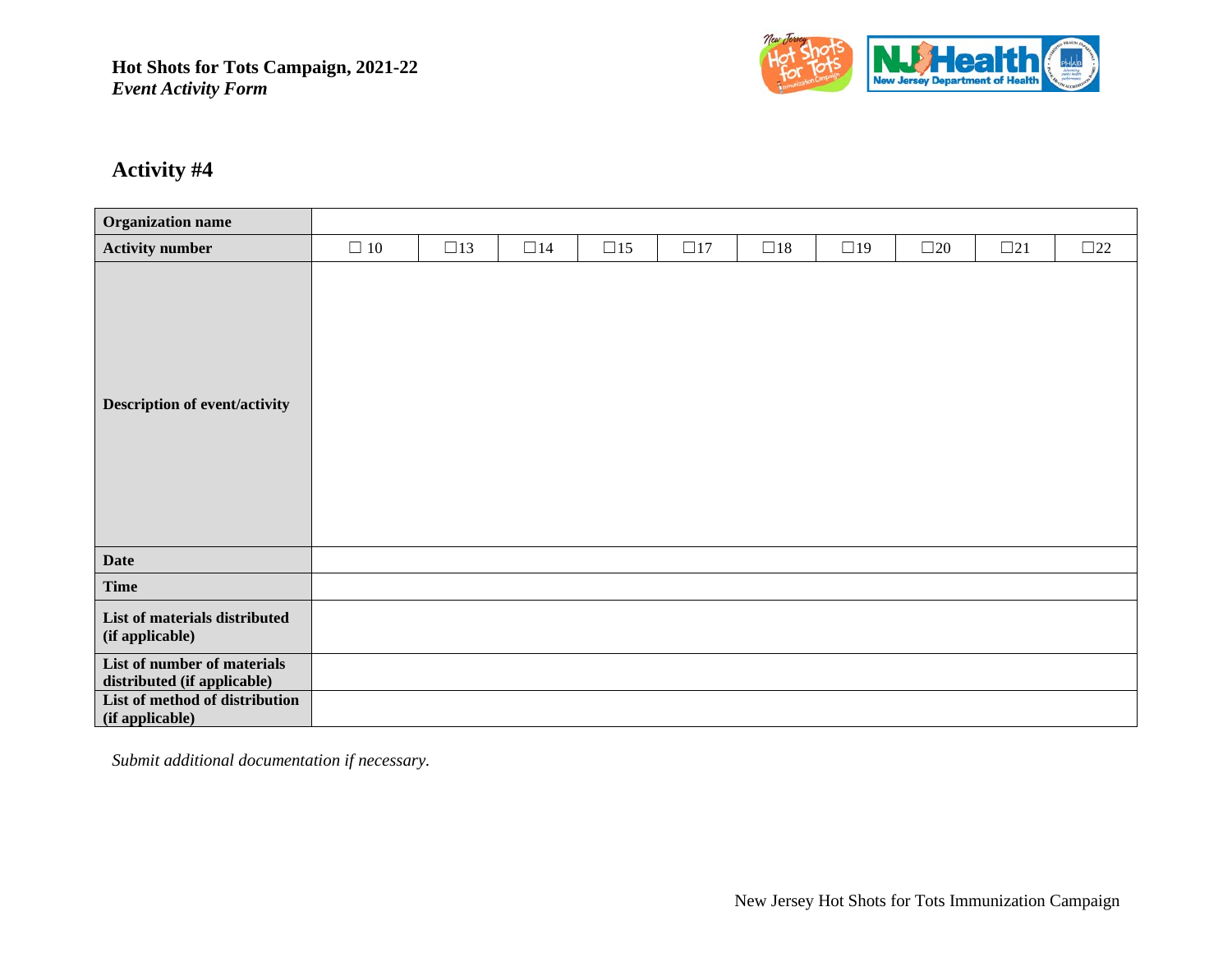**Hot Shots for Tots Campaign, 2021-22**
***Event Activity Form***

## Activity #4

| **Organization name** | | | | | | | | | | |
|---|---|---|---|---|---|---|---|---|---|---|
| **Activity number** | ☐ 10 | ☐13 | ☐14 | ☐15 | ☐17 | ☐18 | ☐19 | ☐20 | ☐21 | ☐22 |
| **Description of event/activity** | | | | | | | | | | |
| **Date** | | | | | | | | | | |
| **Time** | | | | | | | | | | |
| **List of materials distributed (if applicable)** | | | | | | | | | | |
| **List of number of materials distributed (if applicable)** | | | | | | | | | | |
| **List of method of distribution (if applicable)** | | | | | | | | | | |

*Submit additional documentation if necessary.*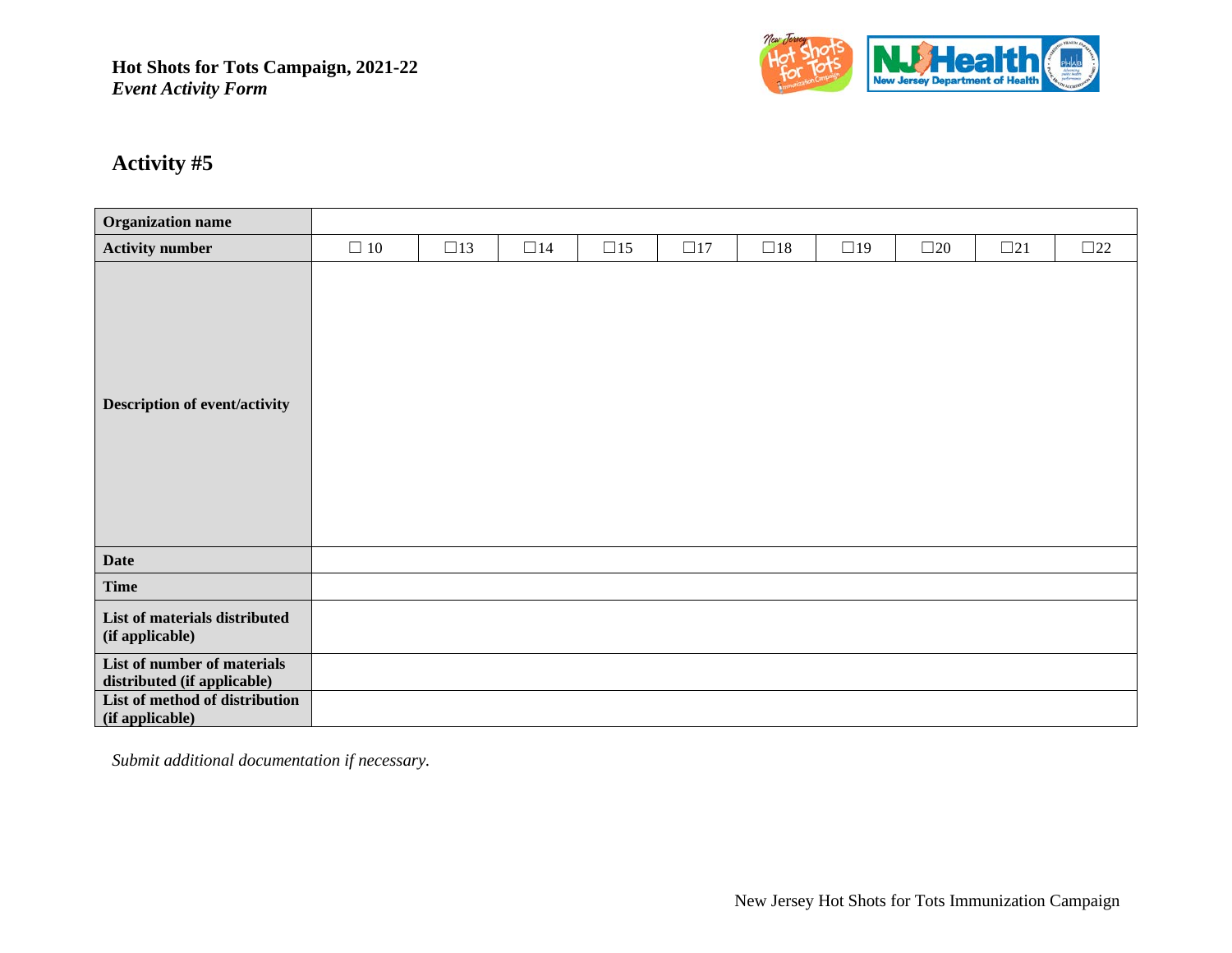**Hot Shots for Tots Campaign, 2021-22**
***Event Activity Form***

## Activity #5

| Organization name | | | | | | | | | | |
|---|---|---|---|---|---|---|---|---|---|---|
| **Activity number** | ☐ 10 | ☐13 | ☐14 | ☐15 | ☐17 | ☐18 | ☐19 | ☐20 | ☐21 | ☐22 |
| **Description of event/activity** | | | | | | | | | | |
| **Date** | | | | | | | | | | |
| **Time** | | | | | | | | | | |
| **List of materials distributed (if applicable)** | | | | | | | | | | |
| **List of number of materials distributed (if applicable)** | | | | | | | | | | |
| **List of method of distribution (if applicable)** | | | | | | | | | | |

*Submit additional documentation if necessary.*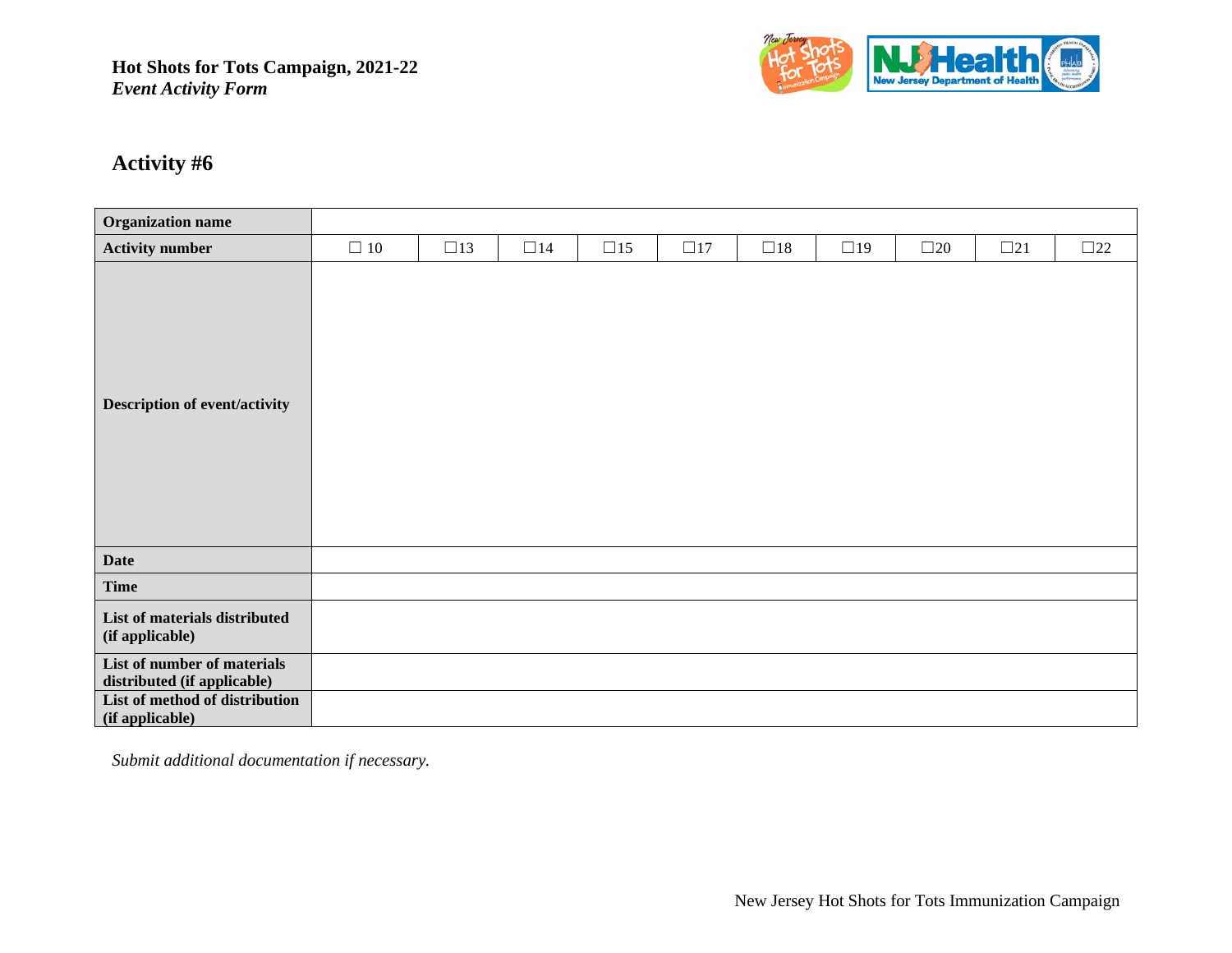**Hot Shots for Tots Campaign, 2021-22**
***Event Activity Form***

## Activity #6

| **Organization name** | | | | | | | | | | |
|---|---|---|---|---|---|---|---|---|---|---|
| **Activity number** | ☐ 10 | ☐13 | ☐14 | ☐15 | ☐17 | ☐18 | ☐19 | ☐20 | ☐21 | ☐22 |
| **Description of event/activity** | | | | | | | | | | |
| **Date** | | | | | | | | | | |
| **Time** | | | | | | | | | | |
| **List of materials distributed (if applicable)** | | | | | | | | | | |
| **List of number of materials distributed (if applicable)** | | | | | | | | | | |
| **List of method of distribution (if applicable)** | | | | | | | | | | |

*Submit additional documentation if necessary.*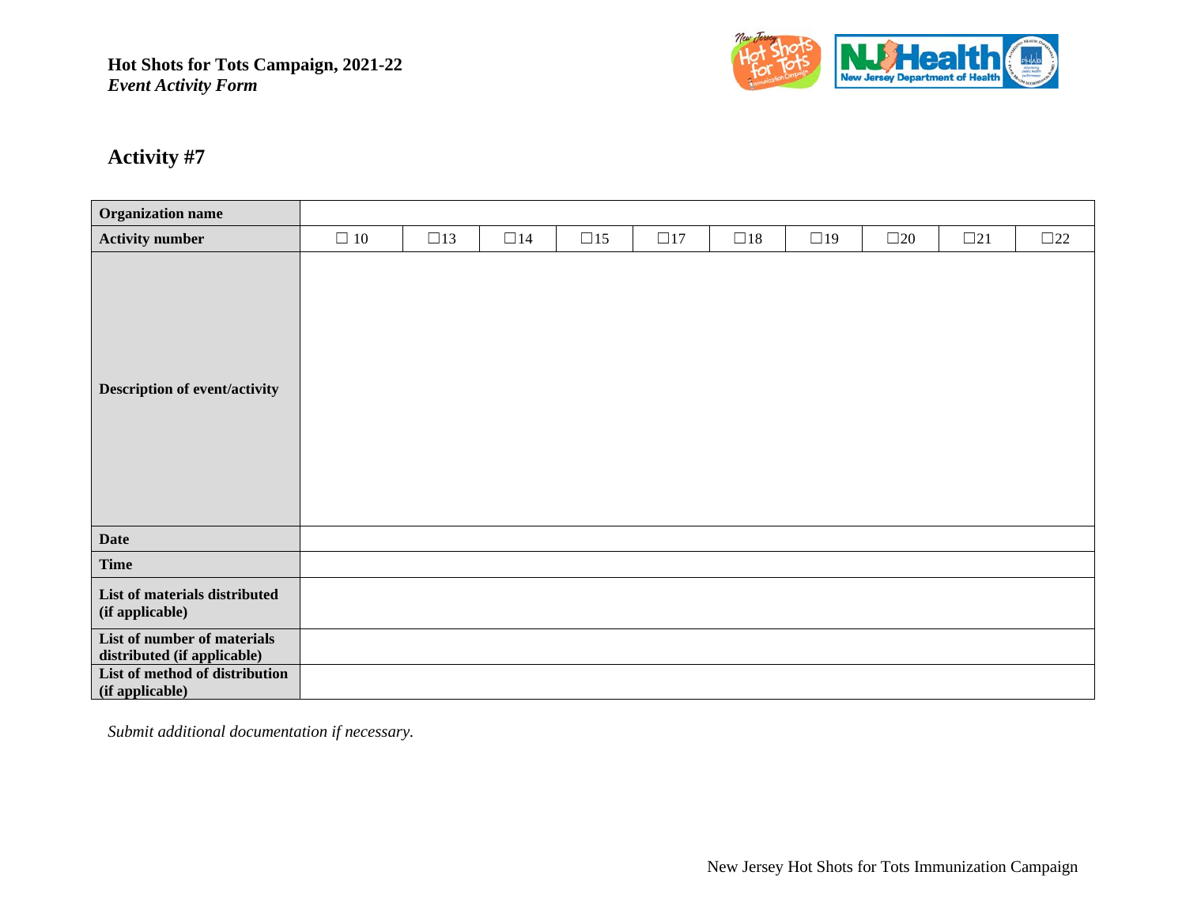**Hot Shots for Tots Campaign, 2021-22**
***Event Activity Form***

## Activity #7

| Organization name | | | | | | | | | | |
|---|---|---|---|---|---|---|---|---|---|---|
| Activity number | ☐ 10 | ☐13 | ☐14 | ☐15 | ☐17 | ☐18 | ☐19 | ☐20 | ☐21 | ☐22 |
| Description of event/activity | | | | | | | | | | |
| Date | | | | | | | | | | |
| Time | | | | | | | | | | |
| List of materials distributed (if applicable) | | | | | | | | | | |
| List of number of materials distributed (if applicable) | | | | | | | | | | |
| List of method of distribution (if applicable) | | | | | | | | | | |

*Submit additional documentation if necessary.*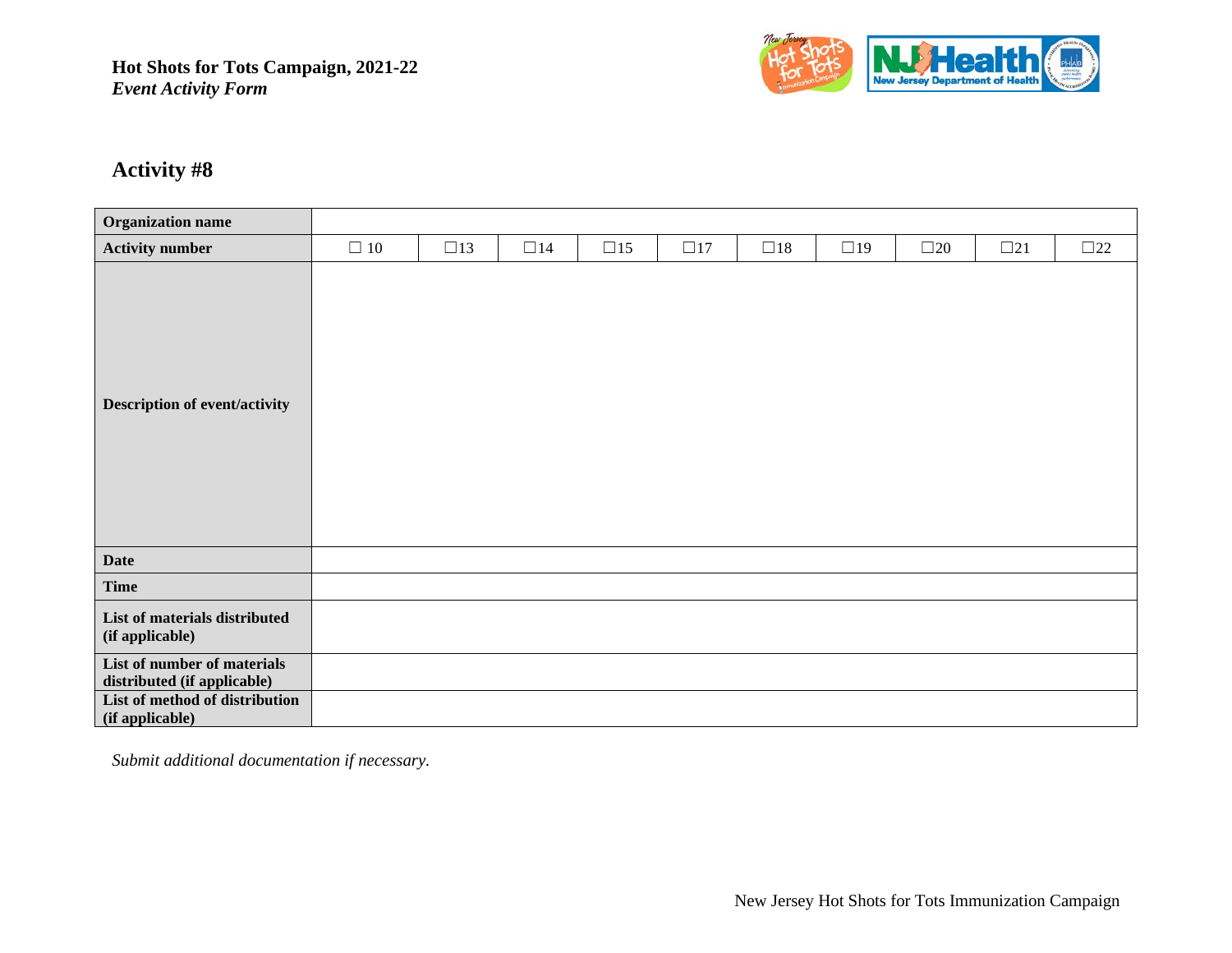**Hot Shots for Tots Campaign, 2021-22**
***Event Activity Form***

## Activity #8

| | | | | | | | | | | |
|---|---|---|---|---|---|---|---|---|---|---|
| **Organization name** | | | | | | | | | | |
| **Activity number** | ☐ 10 | ☐13 | ☐14 | ☐15 | ☐17 | ☐18 | ☐19 | ☐20 | ☐21 | ☐22 |
| **Description of event/activity** | | | | | | | | | | |
| **Date** | | | | | | | | | | |
| **Time** | | | | | | | | | | |
| **List of materials distributed (if applicable)** | | | | | | | | | | |
| **List of number of materials distributed (if applicable)** | | | | | | | | | | |
| **List of method of distribution (if applicable)** | | | | | | | | | | |

*Submit additional documentation if necessary.*